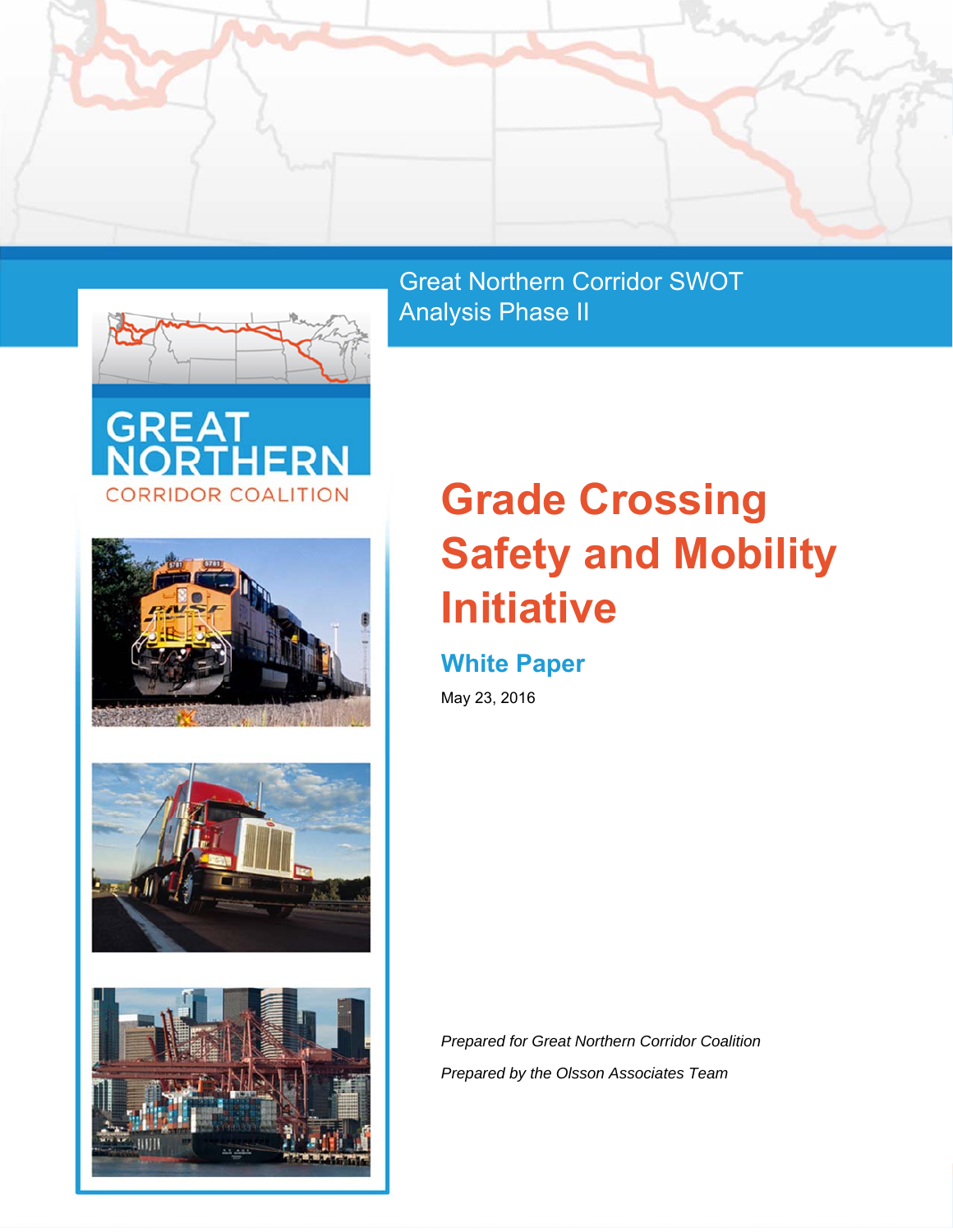Great Northern Corridor SWOT Analysis Phase II

GREAT NORTHERN
CORRIDOR COALITION

# Grade Crossing Safety and Mobility Initiative

## White Paper

May 23, 2016

*Prepared for Great Northern Corridor Coalition*

*Prepared by the Olsson Associates Team*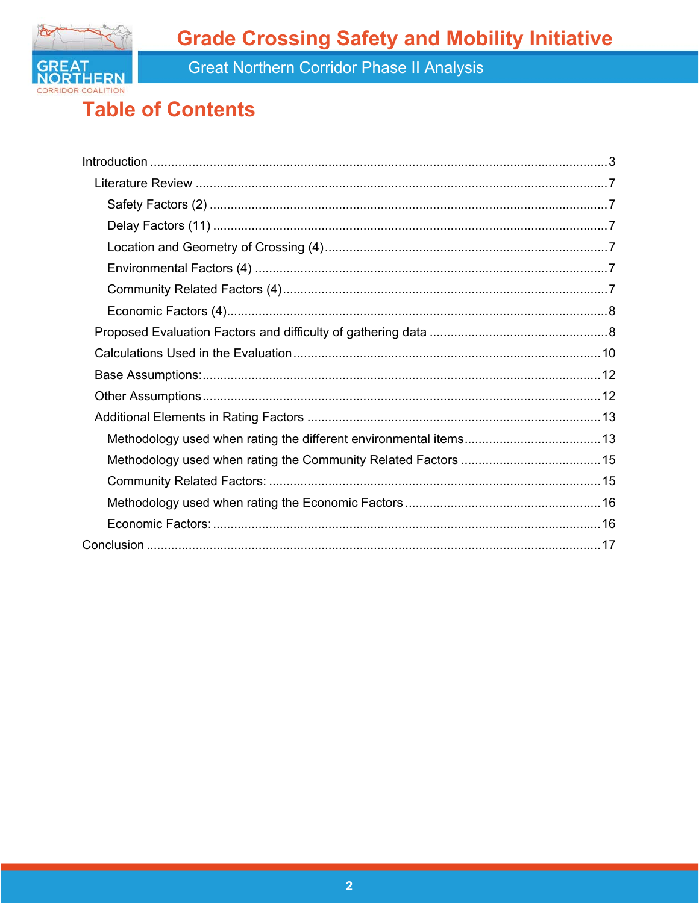# Table of Contents

- Introduction ..... 3
  - Literature Review ..... 7
    - Safety Factors (2) ..... 7
    - Delay Factors (11) ..... 7
    - Location and Geometry of Crossing (4) ..... 7
    - Environmental Factors (4) ..... 7
    - Community Related Factors (4) ..... 7
    - Economic Factors (4) ..... 8
  - Proposed Evaluation Factors and difficulty of gathering data ..... 8
  - Calculations Used in the Evaluation ..... 10
  - Base Assumptions: ..... 12
  - Other Assumptions ..... 12
  - Additional Elements in Rating Factors ..... 13
    - Methodology used when rating the different environmental items ..... 13
    - Methodology used when rating the Community Related Factors ..... 15
    - Community Related Factors: ..... 15
    - Methodology used when rating the Economic Factors ..... 16
    - Economic Factors: ..... 16
- Conclusion ..... 17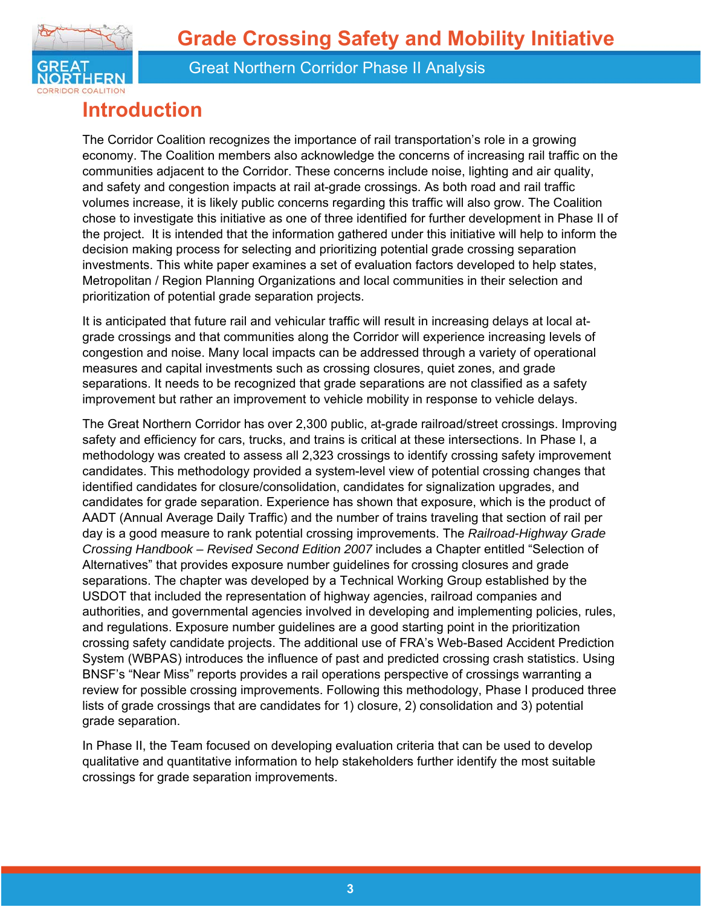# Introduction

The Corridor Coalition recognizes the importance of rail transportation's role in a growing economy. The Coalition members also acknowledge the concerns of increasing rail traffic on the communities adjacent to the Corridor. These concerns include noise, lighting and air quality, and safety and congestion impacts at rail at-grade crossings. As both road and rail traffic volumes increase, it is likely public concerns regarding this traffic will also grow. The Coalition chose to investigate this initiative as one of three identified for further development in Phase II of the project. It is intended that the information gathered under this initiative will help to inform the decision making process for selecting and prioritizing potential grade crossing separation investments. This white paper examines a set of evaluation factors developed to help states, Metropolitan / Region Planning Organizations and local communities in their selection and prioritization of potential grade separation projects.

It is anticipated that future rail and vehicular traffic will result in increasing delays at local at-grade crossings and that communities along the Corridor will experience increasing levels of congestion and noise. Many local impacts can be addressed through a variety of operational measures and capital investments such as crossing closures, quiet zones, and grade separations. It needs to be recognized that grade separations are not classified as a safety improvement but rather an improvement to vehicle mobility in response to vehicle delays.

The Great Northern Corridor has over 2,300 public, at-grade railroad/street crossings. Improving safety and efficiency for cars, trucks, and trains is critical at these intersections. In Phase I, a methodology was created to assess all 2,323 crossings to identify crossing safety improvement candidates. This methodology provided a system-level view of potential crossing changes that identified candidates for closure/consolidation, candidates for signalization upgrades, and candidates for grade separation. Experience has shown that exposure, which is the product of AADT (Annual Average Daily Traffic) and the number of trains traveling that section of rail per day is a good measure to rank potential crossing improvements. The *Railroad-Highway Grade Crossing Handbook – Revised Second Edition 2007* includes a Chapter entitled "Selection of Alternatives" that provides exposure number guidelines for crossing closures and grade separations. The chapter was developed by a Technical Working Group established by the USDOT that included the representation of highway agencies, railroad companies and authorities, and governmental agencies involved in developing and implementing policies, rules, and regulations. Exposure number guidelines are a good starting point in the prioritization crossing safety candidate projects. The additional use of FRA's Web-Based Accident Prediction System (WBPAS) introduces the influence of past and predicted crossing crash statistics. Using BNSF's "Near Miss" reports provides a rail operations perspective of crossings warranting a review for possible crossing improvements. Following this methodology, Phase I produced three lists of grade crossings that are candidates for 1) closure, 2) consolidation and 3) potential grade separation.

In Phase II, the Team focused on developing evaluation criteria that can be used to develop qualitative and quantitative information to help stakeholders further identify the most suitable crossings for grade separation improvements.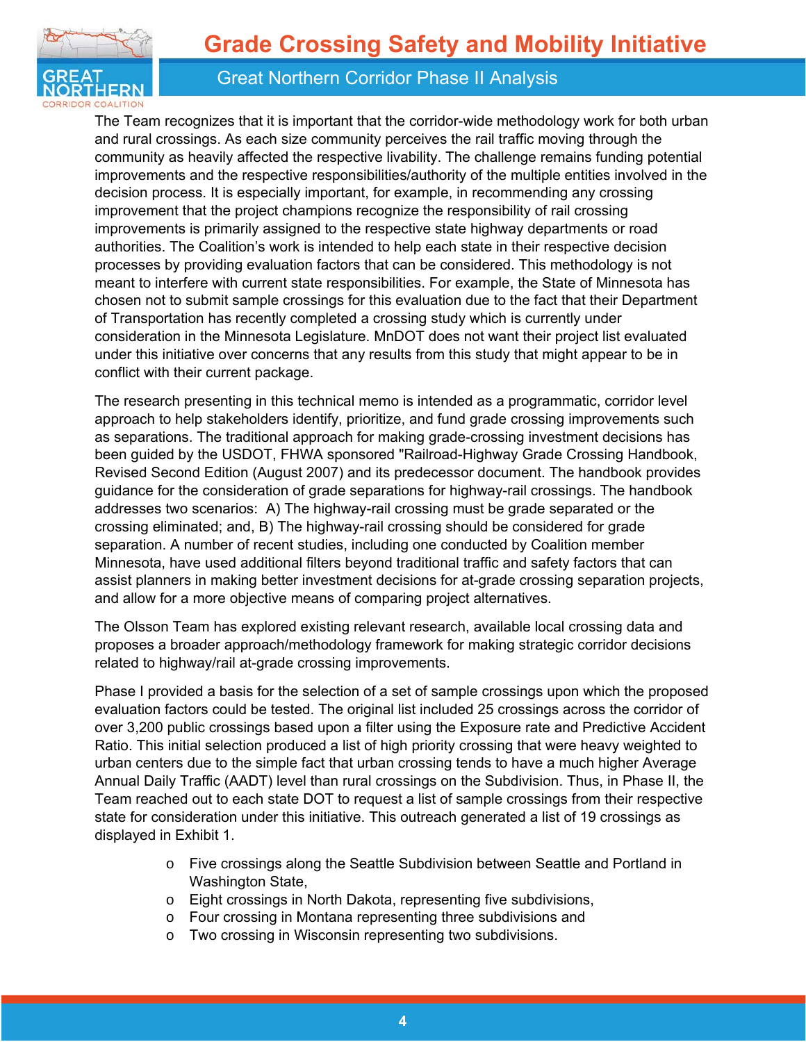The Team recognizes that it is important that the corridor-wide methodology work for both urban and rural crossings. As each size community perceives the rail traffic moving through the community as heavily affected the respective livability. The challenge remains funding potential improvements and the respective responsibilities/authority of the multiple entities involved in the decision process. It is especially important, for example, in recommending any crossing improvement that the project champions recognize the responsibility of rail crossing improvements is primarily assigned to the respective state highway departments or road authorities. The Coalition's work is intended to help each state in their respective decision processes by providing evaluation factors that can be considered. This methodology is not meant to interfere with current state responsibilities. For example, the State of Minnesota has chosen not to submit sample crossings for this evaluation due to the fact that their Department of Transportation has recently completed a crossing study which is currently under consideration in the Minnesota Legislature. MnDOT does not want their project list evaluated under this initiative over concerns that any results from this study that might appear to be in conflict with their current package.

The research presenting in this technical memo is intended as a programmatic, corridor level approach to help stakeholders identify, prioritize, and fund grade crossing improvements such as separations. The traditional approach for making grade-crossing investment decisions has been guided by the USDOT, FHWA sponsored "Railroad-Highway Grade Crossing Handbook, Revised Second Edition (August 2007) and its predecessor document. The handbook provides guidance for the consideration of grade separations for highway-rail crossings. The handbook addresses two scenarios: A) The highway-rail crossing must be grade separated or the crossing eliminated; and, B) The highway-rail crossing should be considered for grade separation. A number of recent studies, including one conducted by Coalition member Minnesota, have used additional filters beyond traditional traffic and safety factors that can assist planners in making better investment decisions for at-grade crossing separation projects, and allow for a more objective means of comparing project alternatives.

The Olsson Team has explored existing relevant research, available local crossing data and proposes a broader approach/methodology framework for making strategic corridor decisions related to highway/rail at-grade crossing improvements.

Phase I provided a basis for the selection of a set of sample crossings upon which the proposed evaluation factors could be tested. The original list included 25 crossings across the corridor of over 3,200 public crossings based upon a filter using the Exposure rate and Predictive Accident Ratio. This initial selection produced a list of high priority crossing that were heavy weighted to urban centers due to the simple fact that urban crossing tends to have a much higher Average Annual Daily Traffic (AADT) level than rural crossings on the Subdivision. Thus, in Phase II, the Team reached out to each state DOT to request a list of sample crossings from their respective state for consideration under this initiative. This outreach generated a list of 19 crossings as displayed in Exhibit 1.

- Five crossings along the Seattle Subdivision between Seattle and Portland in Washington State,
- Eight crossings in North Dakota, representing five subdivisions,
- Four crossing in Montana representing three subdivisions and
- Two crossing in Wisconsin representing two subdivisions.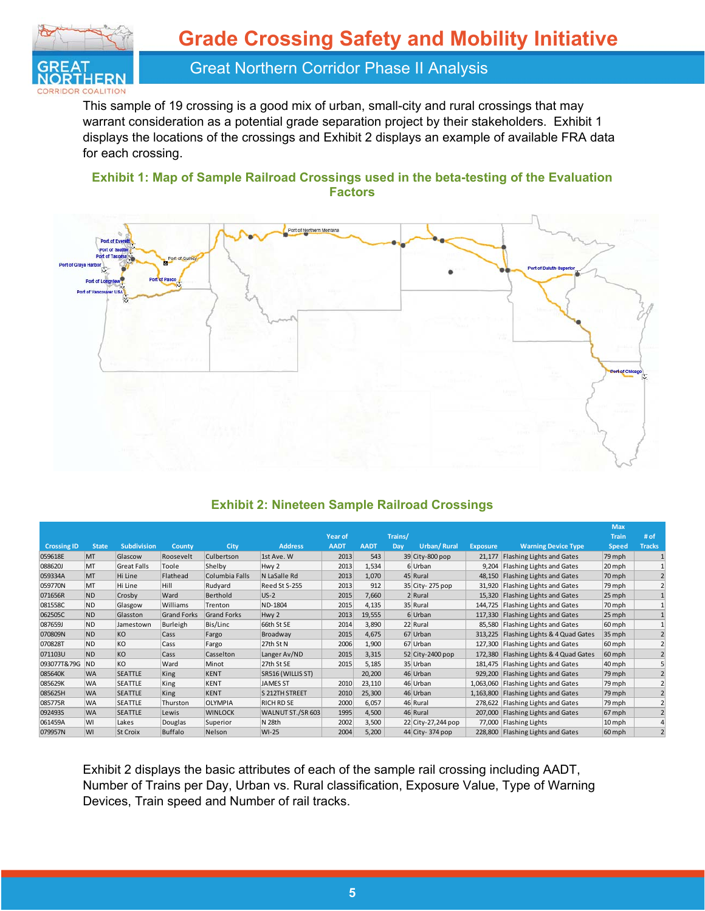This sample of 19 crossing is a good mix of urban, small-city and rural crossings that may warrant consideration as a potential grade separation project by their stakeholders. Exhibit 1 displays the locations of the crossings and Exhibit 2 displays an example of available FRA data for each crossing.

### Exhibit 1: Map of Sample Railroad Crossings used in the beta-testing of the Evaluation Factors

### Exhibit 2: Nineteen Sample Railroad Crossings

| Crossing ID | State | Subdivision | County | City | Address | Year of AADT | AADT | Trains/ Day | Urban/ Rural | Exposure | Warning Device Type | Max Train Speed | # of Tracks |
|---|---|---|---|---|---|---|---|---|---|---|---|---|---|
| 059618E | MT | Glascow | Roosevelt | Culbertson | 1st Ave. W | 2013 | 543 | 39 | City-800 pop | 21,177 | Flashing Lights and Gates | 79 mph | 1 |
| 088620J | MT | Great Falls | Toole | Shelby | Hwy 2 | 2013 | 1,534 | 6 | Urban | 9,204 | Flashing Lights and Gates | 20 mph | 1 |
| 059334A | MT | Hi Line | Flathead | Columbia Falls | N LaSalle Rd | 2013 | 1,070 | 45 | Rural | 48,150 | Flashing Lights and Gates | 70 mph | 2 |
| 059770N | MT | Hi Line | Hill | Rudyard | Reed St S-255 | 2013 | 912 | 35 | City- 275 pop | 31,920 | Flashing Lights and Gates | 79 mph | 2 |
| 071656R | ND | Crosby | Ward | Berthold | US-2 | 2015 | 7,660 | 2 | Rural | 15,320 | Flashing Lights and Gates | 25 mph | 1 |
| 081558C | ND | Glasgow | Williams | Trenton | ND-1804 | 2015 | 4,135 | 35 | Rural | 144,725 | Flashing Lights and Gates | 70 mph | 1 |
| 062505C | ND | Glasston | Grand Forks | Grand Forks | Hwy 2 | 2013 | 19,555 | 6 | Urban | 117,330 | Flashing Lights and Gates | 25 mph | 1 |
| 087659J | ND | Jamestown | Burleigh | Bis/Linc | 66th St SE | 2014 | 3,890 | 22 | Rural | 85,580 | Flashing Lights and Gates | 60 mph | 1 |
| 070809N | ND | KO | Cass | Fargo | Broadway | 2015 | 4,675 | 67 | Urban | 313,225 | Flashing Lights & 4 Quad Gates | 35 mph | 2 |
| 070828T | ND | KO | Cass | Fargo | 27th St N | 2006 | 1,900 | 67 | Urban | 127,300 | Flashing Lights and Gates | 60 mph | 2 |
| 071103U | ND | KO | Cass | Casselton | Langer Av/ND | 2015 | 3,315 | 52 | City-2400 pop | 172,380 | Flashing Lights & 4 Quad Gates | 60 mph | 2 |
| 093077T&79G | ND | KO | Ward | Minot | 27th St SE | 2015 | 5,185 | 35 | Urban | 181,475 | Flashing Lights and Gates | 40 mph | 5 |
| 085640K | WA | SEATTLE | King | KENT | SR516 (WILLIS ST) | | 20,200 | 46 | Urban | 929,200 | Flashing Lights and Gates | 79 mph | 2 |
| 085629K | WA | SEATTLE | King | KENT | JAMES ST | 2010 | 23,110 | 46 | Urban | 1,063,060 | Flashing Lights and Gates | 79 mph | 2 |
| 085625H | WA | SEATTLE | King | KENT | S 212TH STREET | 2010 | 25,300 | 46 | Urban | 1,163,800 | Flashing Lights and Gates | 79 mph | 2 |
| 085775R | WA | SEATTLE | Thurston | OLYMPIA | RICH RD SE | 2000 | 6,057 | 46 | Rural | 278,622 | Flashing Lights and Gates | 79 mph | 2 |
| 092493S | WA | SEATTLE | Lewis | WINLOCK | WALNUT ST./SR 603 | 1995 | 4,500 | 46 | Rural | 207,000 | Flashing Lights and Gates | 67 mph | 2 |
| 061459A | WI | Lakes | Douglas | Superior | N 28th | 2002 | 3,500 | 22 | City-27,244 pop | 77,000 | Flashing Lights | 10 mph | 4 |
| 079957N | WI | St Croix | Buffalo | Nelson | WI-25 | 2004 | 5,200 | 44 | City- 374 pop | 228,800 | Flashing Lights and Gates | 60 mph | 2 |

Exhibit 2 displays the basic attributes of each of the sample rail crossing including AADT, Number of Trains per Day, Urban vs. Rural classification, Exposure Value, Type of Warning Devices, Train speed and Number of rail tracks.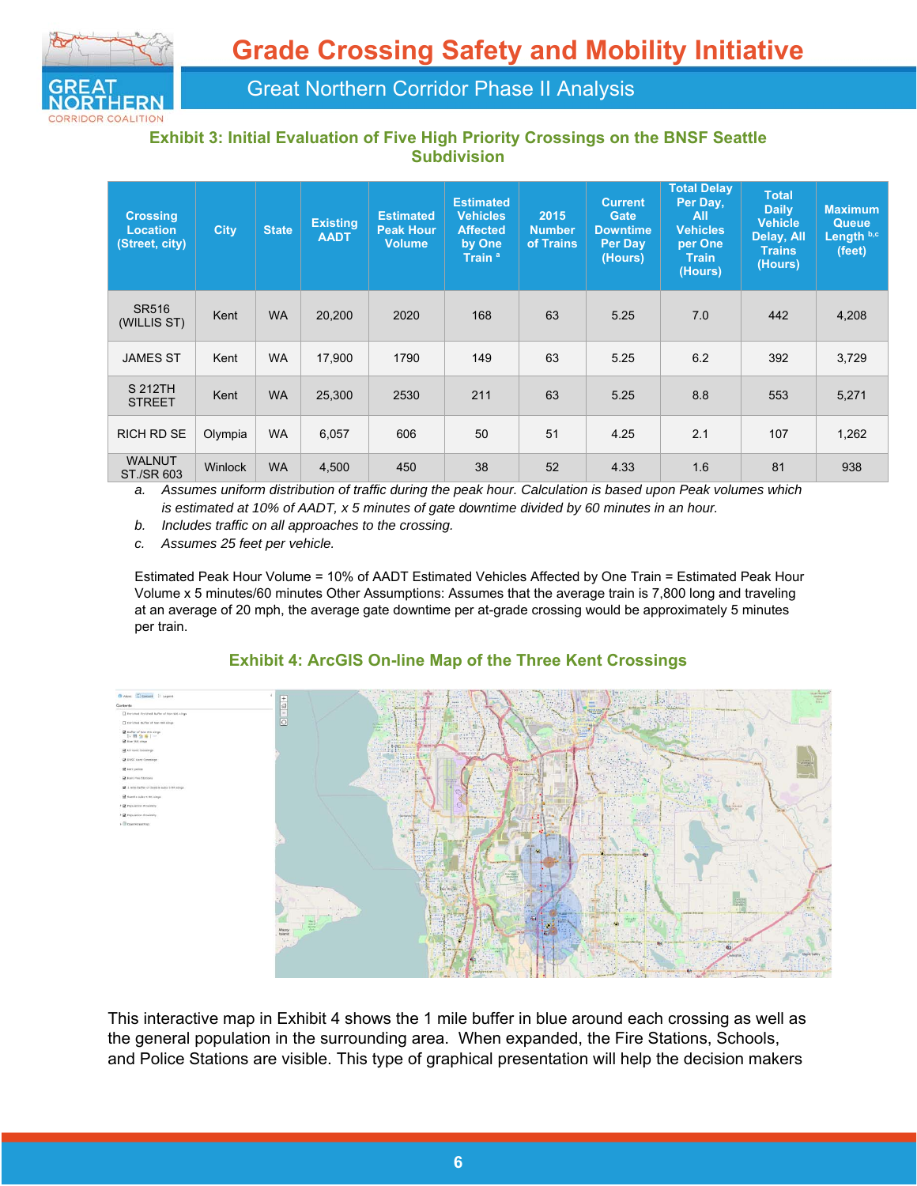## Exhibit 3: Initial Evaluation of Five High Priority Crossings on the BNSF Seattle Subdivision

| Crossing Location (Street, city) | City | State | Existing AADT | Estimated Peak Hour Volume | Estimated Vehicles Affected by One Train [a] | 2015 Number of Trains | Current Gate Downtime Per Day (Hours) | Total Delay Per Day, All Vehicles per One Train (Hours) | Total Daily Vehicle Delay, All Trains (Hours) | Maximum Queue Length [b,c] (feet) |
|---|---|---|---|---|---|---|---|---|---|---|
| SR516 (WILLIS ST) | Kent | WA | 20,200 | 2020 | 168 | 63 | 5.25 | 7.0 | 442 | 4,208 |
| JAMES ST | Kent | WA | 17,900 | 1790 | 149 | 63 | 5.25 | 6.2 | 392 | 3,729 |
| S 212TH STREET | Kent | WA | 25,300 | 2530 | 211 | 63 | 5.25 | 8.8 | 553 | 5,271 |
| RICH RD SE | Olympia | WA | 6,057 | 606 | 50 | 51 | 4.25 | 2.1 | 107 | 1,262 |
| WALNUT ST./SR 603 | Winlock | WA | 4,500 | 450 | 38 | 52 | 4.33 | 1.6 | 81 | 938 |

a. *Assumes uniform distribution of traffic during the peak hour. Calculation is based upon Peak volumes which is estimated at 10% of AADT, x 5 minutes of gate downtime divided by 60 minutes in an hour.*

b. *Includes traffic on all approaches to the crossing.*

c. *Assumes 25 feet per vehicle.*

Estimated Peak Hour Volume = 10% of AADT Estimated Vehicles Affected by One Train = Estimated Peak Hour Volume x 5 minutes/60 minutes Other Assumptions: Assumes that the average train is 7,800 long and traveling at an average of 20 mph, the average gate downtime per at-grade crossing would be approximately 5 minutes per train.

## Exhibit 4: ArcGIS On-line Map of the Three Kent Crossings

This interactive map in Exhibit 4 shows the 1 mile buffer in blue around each crossing as well as the general population in the surrounding area. When expanded, the Fire Stations, Schools, and Police Stations are visible. This type of graphical presentation will help the decision makers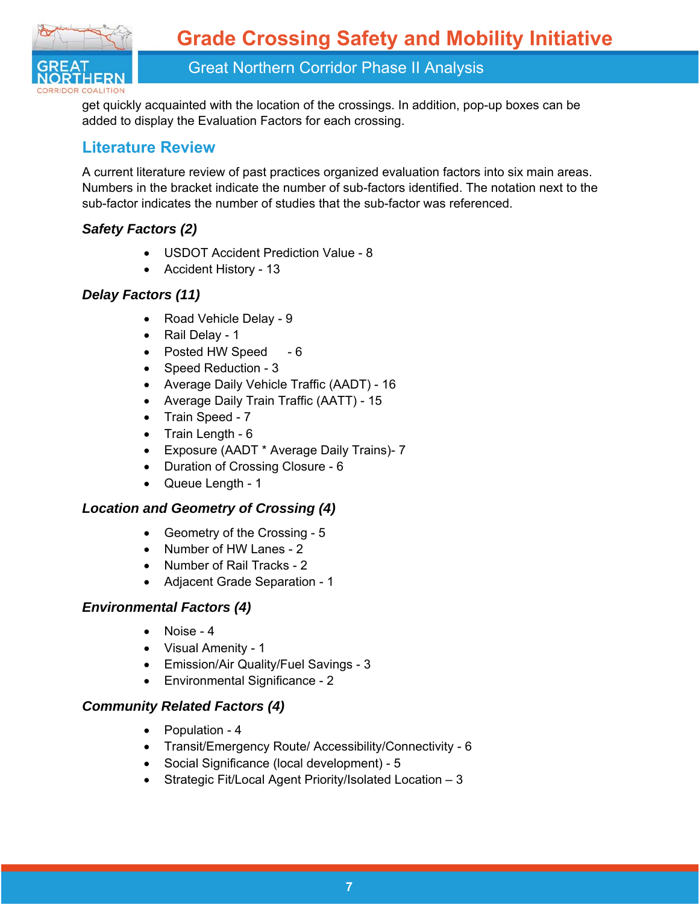get quickly acquainted with the location of the crossings. In addition, pop-up boxes can be added to display the Evaluation Factors for each crossing.

## Literature Review

A current literature review of past practices organized evaluation factors into six main areas. Numbers in the bracket indicate the number of sub-factors identified. The notation next to the sub-factor indicates the number of studies that the sub-factor was referenced.

### *Safety Factors (2)*

- USDOT Accident Prediction Value - 8
- Accident History - 13

### *Delay Factors (11)*

- Road Vehicle Delay - 9
- Rail Delay - 1
- Posted HW Speed - 6
- Speed Reduction - 3
- Average Daily Vehicle Traffic (AADT) - 16
- Average Daily Train Traffic (AATT) - 15
- Train Speed - 7
- Train Length - 6
- Exposure (AADT * Average Daily Trains)- 7
- Duration of Crossing Closure - 6
- Queue Length - 1

### *Location and Geometry of Crossing (4)*

- Geometry of the Crossing - 5
- Number of HW Lanes - 2
- Number of Rail Tracks - 2
- Adjacent Grade Separation - 1

### *Environmental Factors (4)*

- Noise - 4
- Visual Amenity - 1
- Emission/Air Quality/Fuel Savings - 3
- Environmental Significance - 2

### *Community Related Factors (4)*

- Population - 4
- Transit/Emergency Route/ Accessibility/Connectivity - 6
- Social Significance (local development) - 5
- Strategic Fit/Local Agent Priority/Isolated Location – 3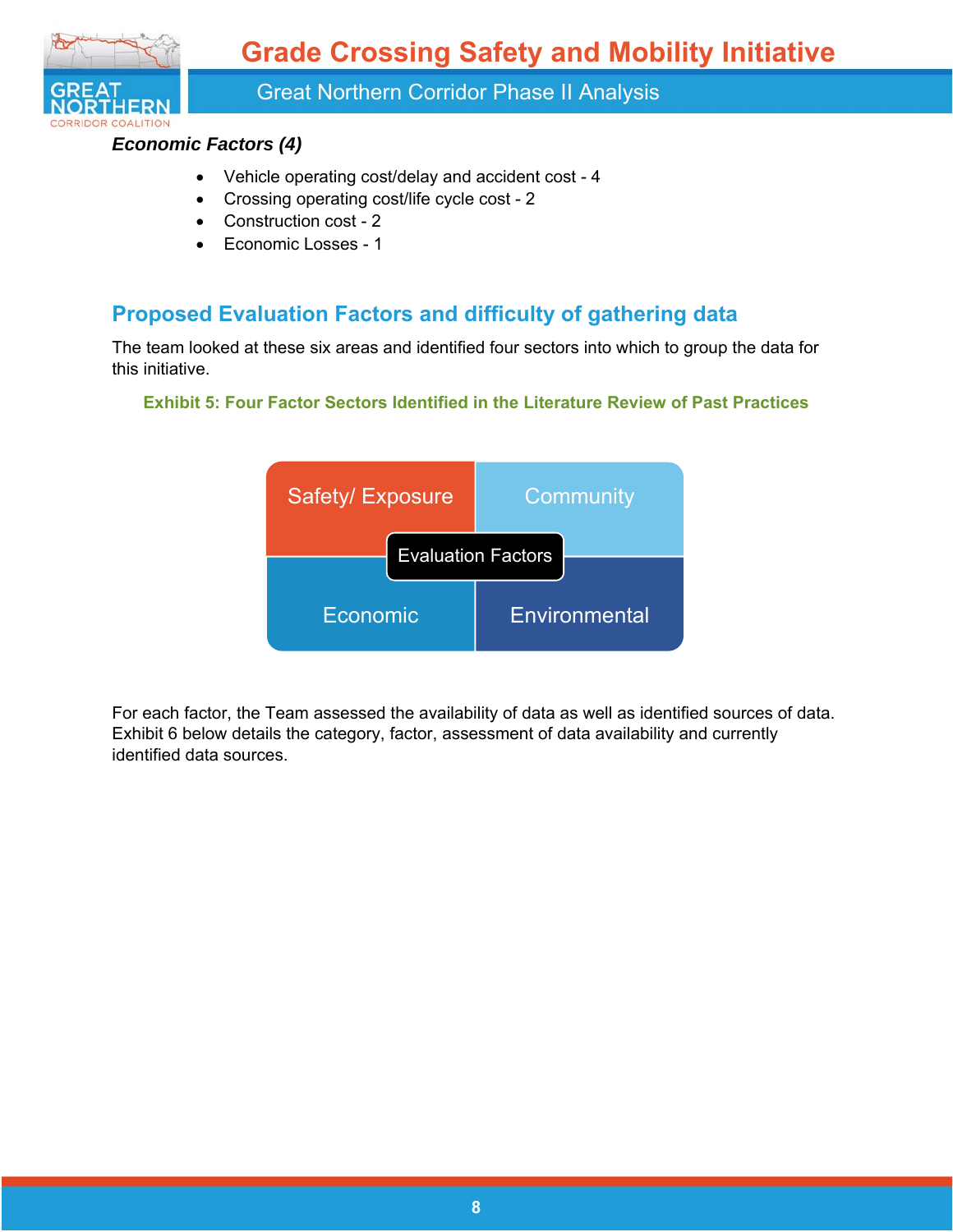***Economic Factors (4)***

- Vehicle operating cost/delay and accident cost - 4
- Crossing operating cost/life cycle cost - 2
- Construction cost - 2
- Economic Losses - 1

## Proposed Evaluation Factors and difficulty of gathering data

The team looked at these six areas and identified four sectors into which to group the data for this initiative.

**Exhibit 5: Four Factor Sectors Identified in the Literature Review of Past Practices**

| Safety/ Exposure | Community |
|---|---|
| Economic | Environmental |

Evaluation Factors

For each factor, the Team assessed the availability of data as well as identified sources of data. Exhibit 6 below details the category, factor, assessment of data availability and currently identified data sources.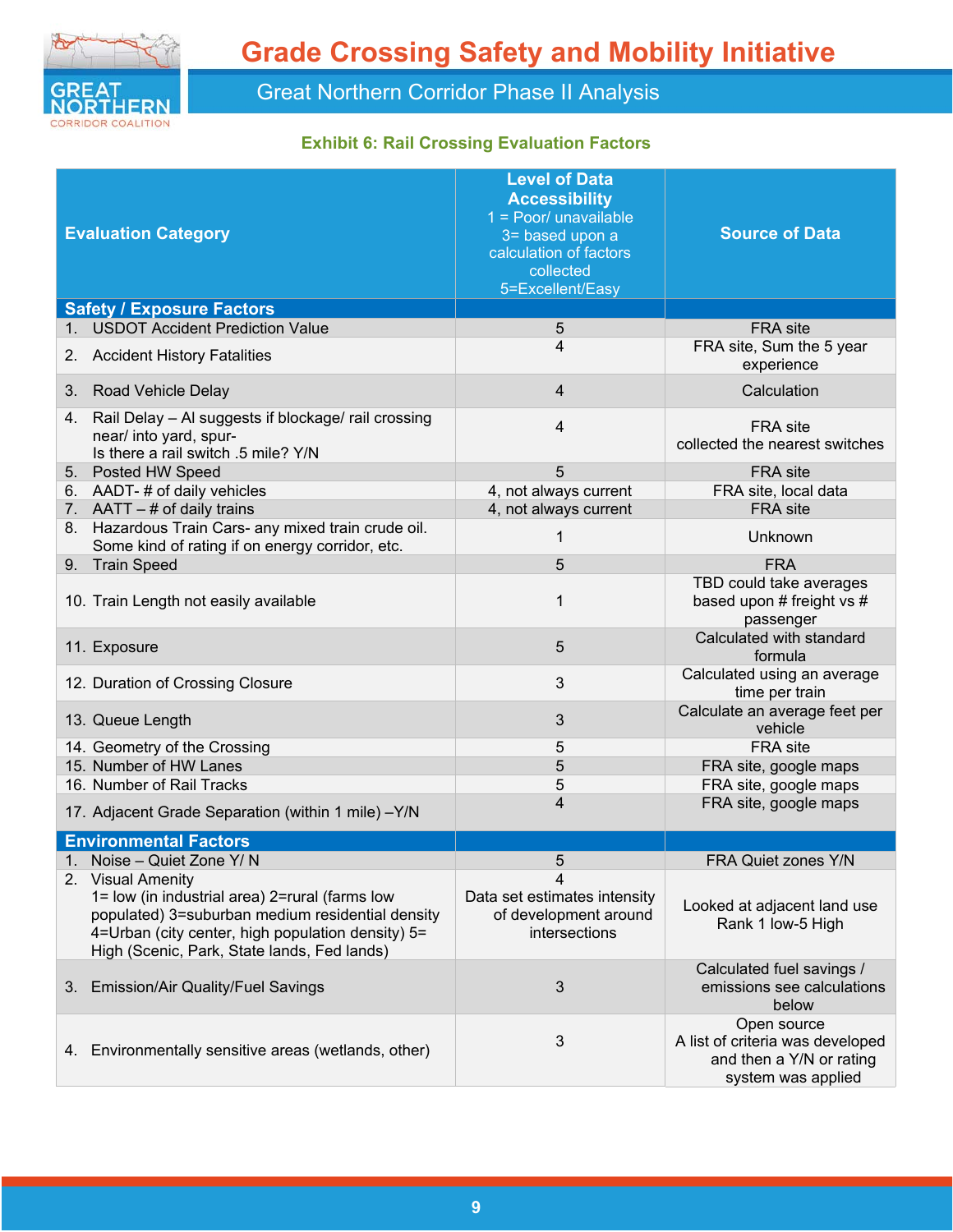**Exhibit 6: Rail Crossing Evaluation Factors**

| Evaluation Category | Level of Data Accessibility 1 = Poor/ unavailable 3= based upon a calculation of factors collected 5=Excellent/Easy | Source of Data |
|---|---|---|
| **Safety / Exposure Factors** | | |
| 1. USDOT Accident Prediction Value | 5 | FRA site |
| 2. Accident History Fatalities | 4 | FRA site, Sum the 5 year experience |
| 3. Road Vehicle Delay | 4 | Calculation |
| 4. Rail Delay – AI suggests if blockage/ rail crossing near/ into yard, spur- Is there a rail switch .5 mile? Y/N | 4 | FRA site collected the nearest switches |
| 5. Posted HW Speed | 5 | FRA site |
| 6. AADT- # of daily vehicles | 4, not always current | FRA site, local data |
| 7. AATT – # of daily trains | 4, not always current | FRA site |
| 8. Hazardous Train Cars- any mixed train crude oil. Some kind of rating if on energy corridor, etc. | 1 | Unknown |
| 9. Train Speed | 5 | FRA |
| 10. Train Length not easily available | 1 | TBD could take averages based upon # freight vs # passenger |
| 11. Exposure | 5 | Calculated with standard formula |
| 12. Duration of Crossing Closure | 3 | Calculated using an average time per train |
| 13. Queue Length | 3 | Calculate an average feet per vehicle |
| 14. Geometry of the Crossing | 5 | FRA site |
| 15. Number of HW Lanes | 5 | FRA site, google maps |
| 16. Number of Rail Tracks | 5 | FRA site, google maps |
| 17. Adjacent Grade Separation (within 1 mile) –Y/N | 4 | FRA site, google maps |
| **Environmental Factors** | | |
| 1. Noise – Quiet Zone Y/ N | 5 | FRA Quiet zones Y/N |
| 2. Visual Amenity 1= low (in industrial area) 2=rural (farms low populated) 3=suburban medium residential density 4=Urban (city center, high population density) 5= High (Scenic, Park, State lands, Fed lands) | 4 Data set estimates intensity of development around intersections | Looked at adjacent land use Rank 1 low-5 High |
| 3. Emission/Air Quality/Fuel Savings | 3 | Calculated fuel savings / emissions see calculations below |
| 4. Environmentally sensitive areas (wetlands, other) | 3 | Open source A list of criteria was developed and then a Y/N or rating system was applied |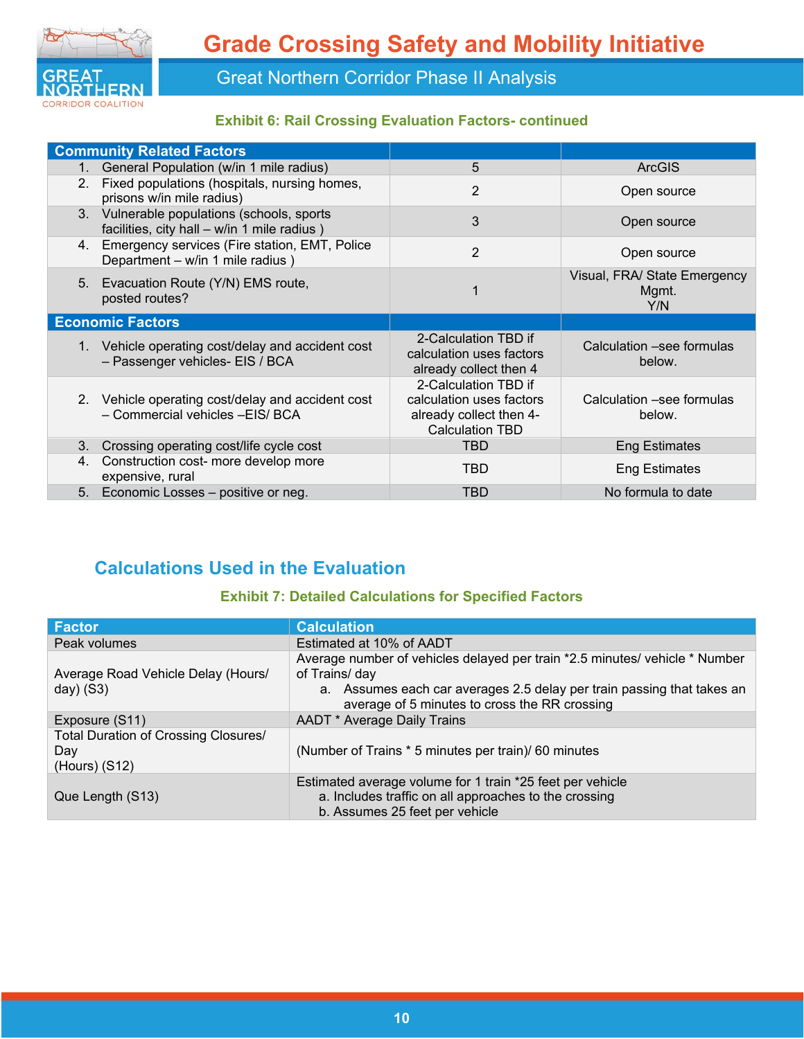Exhibit 6: Rail Crossing Evaluation Factors- continued

| Community Related Factors | | |
|---|---|---|
| 1. General Population (w/in 1 mile radius) | 5 | ArcGIS |
| 2. Fixed populations (hospitals, nursing homes, prisons w/in mile radius) | 2 | Open source |
| 3. Vulnerable populations (schools, sports facilities, city hall – w/in 1 mile radius ) | 3 | Open source |
| 4. Emergency services (Fire station, EMT, Police Department – w/in 1 mile radius ) | 2 | Open source |
| 5. Evacuation Route (Y/N) EMS route, posted routes? | 1 | Visual, FRA/ State Emergency Mgmt. Y/N |
| **Economic Factors** | | |
| 1. Vehicle operating cost/delay and accident cost – Passenger vehicles- EIS / BCA | 2-Calculation TBD if calculation uses factors already collect then 4 | Calculation –see formulas below. |
| 2. Vehicle operating cost/delay and accident cost – Commercial vehicles –EIS/ BCA | 2-Calculation TBD if calculation uses factors already collect then 4-Calculation TBD | Calculation –see formulas below. |
| 3. Crossing operating cost/life cycle cost | TBD | Eng Estimates |
| 4. Construction cost- more develop more expensive, rural | TBD | Eng Estimates |
| 5. Economic Losses – positive or neg. | TBD | No formula to date |

## Calculations Used in the Evaluation

Exhibit 7: Detailed Calculations for Specified Factors

| Factor | Calculation |
|---|---|
| Peak volumes | Estimated at 10% of AADT |
| Average Road Vehicle Delay (Hours/ day) (S3) | Average number of vehicles delayed per train *2.5 minutes/ vehicle * Number of Trains/ day<br>a. Assumes each car averages 2.5 delay per train passing that takes an average of 5 minutes to cross the RR crossing |
| Exposure (S11) | AADT * Average Daily Trains |
| Total Duration of Crossing Closures/ Day (Hours) (S12) | (Number of Trains * 5 minutes per train)/ 60 minutes |
| Que Length (S13) | Estimated average volume for 1 train *25 feet per vehicle<br>a. Includes traffic on all approaches to the crossing<br>b. Assumes 25 feet per vehicle |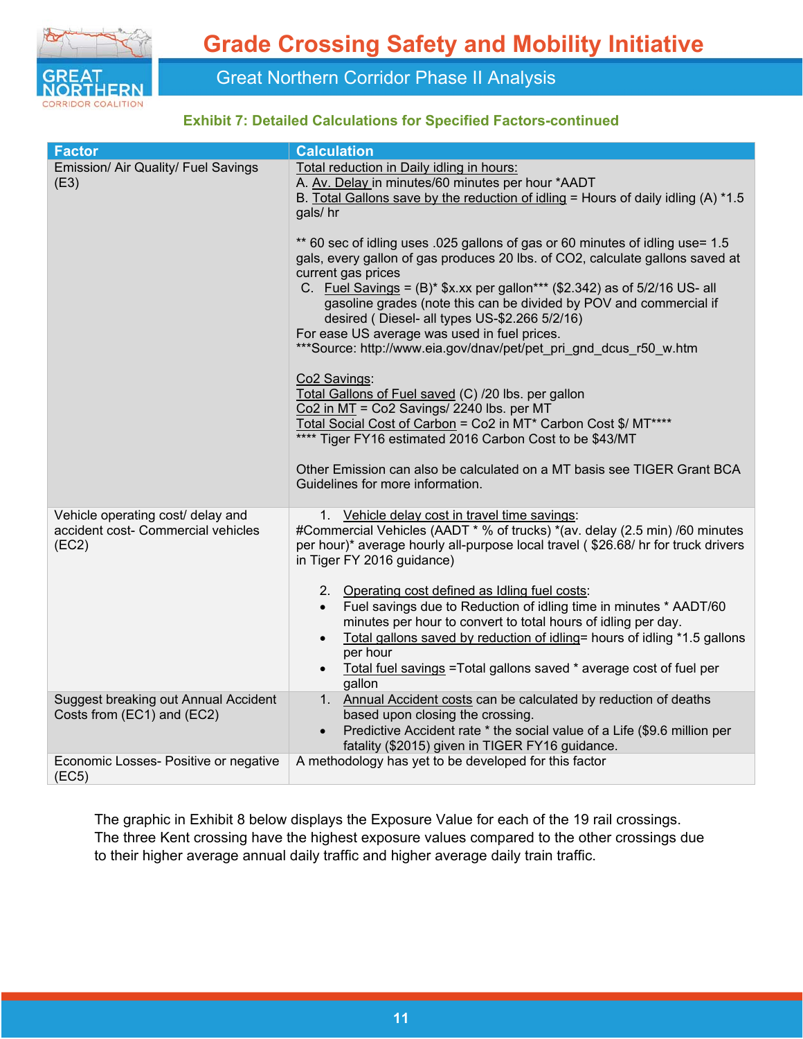**Exhibit 7: Detailed Calculations for Specified Factors-continued**

| Factor | Calculation |
|---|---|
| Emission/ Air Quality/ Fuel Savings (E3) | Total reduction in Daily idling in hours:<br>A. Av. Delay in minutes/60 minutes per hour *AADT<br>B. Total Gallons save by the reduction of idling = Hours of daily idling (A) *1.5 gals/ hr<br><br>** 60 sec of idling uses .025 gallons of gas or 60 minutes of idling use= 1.5 gals, every gallon of gas produces 20 lbs. of CO2, calculate gallons saved at current gas prices<br>C. Fuel Savings = (B)* $x.xx per gallon*** ($2.342) as of 5/2/16 US- all gasoline grades (note this can be divided by POV and commercial if desired ( Diesel- all types US-$2.266 5/2/16)<br>For ease US average was used in fuel prices.<br>***Source: http://www.eia.gov/dnav/pet/pet_pri_gnd_dcus_r50_w.htm<br><br>Co2 Savings:<br>Total Gallons of Fuel saved (C) /20 lbs. per gallon<br>Co2 in MT = Co2 Savings/ 2240 lbs. per MT<br>Total Social Cost of Carbon = Co2 in MT* Carbon Cost $/ MT****<br>**** Tiger FY16 estimated 2016 Carbon Cost to be $43/MT<br><br>Other Emission can also be calculated on a MT basis see TIGER Grant BCA Guidelines for more information. |
| Vehicle operating cost/ delay and accident cost- Commercial vehicles (EC2) | 1. Vehicle delay cost in travel time savings:<br>#Commercial Vehicles (AADT * % of trucks) *(av. delay (2.5 min) /60 minutes per hour)* average hourly all-purpose local travel ( $26.68/ hr for truck drivers in Tiger FY 2016 guidance)<br><br>2. Operating cost defined as Idling fuel costs:<br>• Fuel savings due to Reduction of idling time in minutes * AADT/60 minutes per hour to convert to total hours of idling per day.<br>• Total gallons saved by reduction of idling= hours of idling *1.5 gallons per hour<br>• Total fuel savings =Total gallons saved * average cost of fuel per gallon |
| Suggest breaking out Annual Accident Costs from (EC1) and (EC2) | 1. Annual Accident costs can be calculated by reduction of deaths based upon closing the crossing.<br>• Predictive Accident rate * the social value of a Life ($9.6 million per fatality ($2015) given in TIGER FY16 guidance. |
| Economic Losses- Positive or negative (EC5) | A methodology has yet to be developed for this factor |

The graphic in Exhibit 8 below displays the Exposure Value for each of the 19 rail crossings. The three Kent crossing have the highest exposure values compared to the other crossings due to their higher average annual daily traffic and higher average daily train traffic.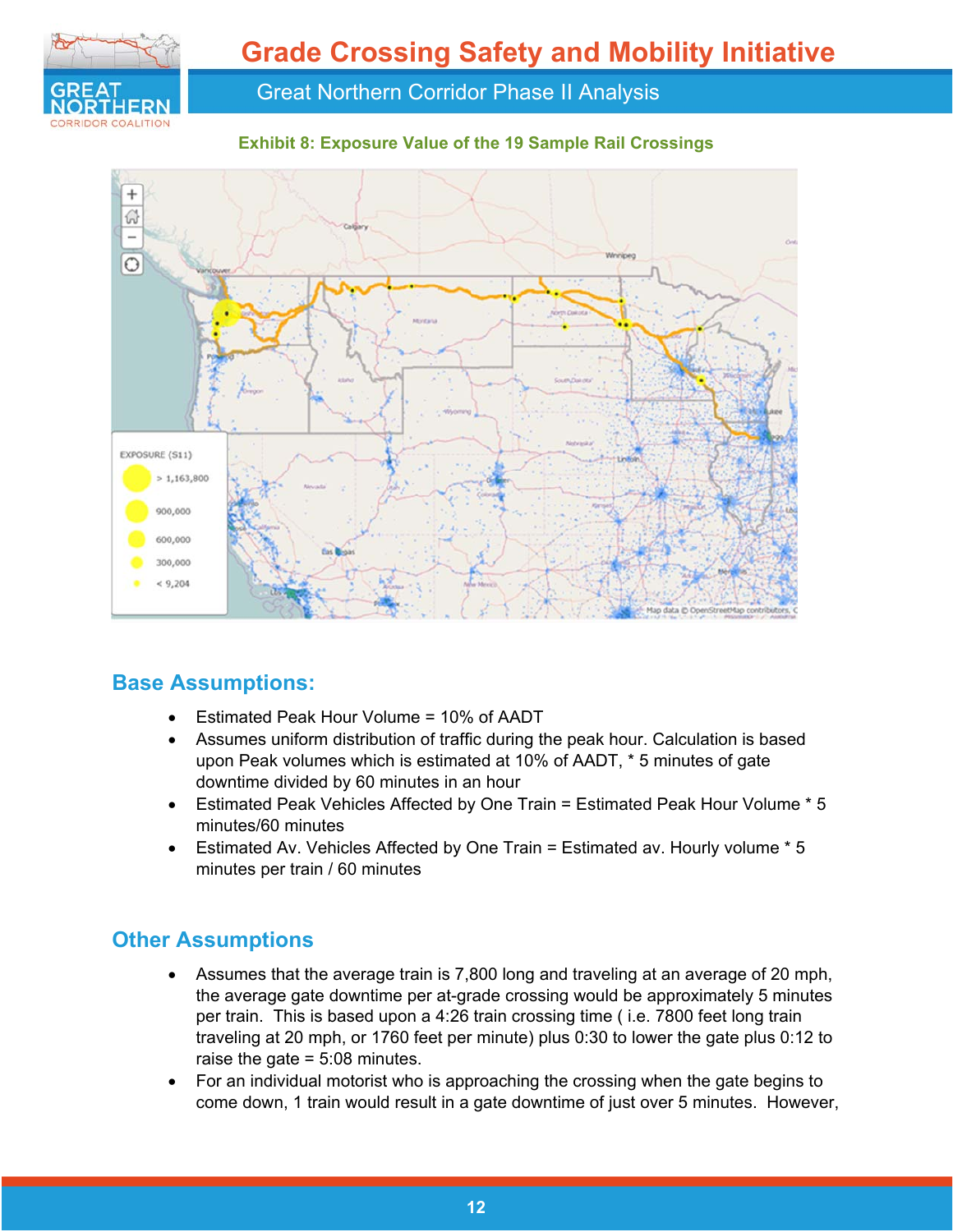Exhibit 8: Exposure Value of the 19 Sample Rail Crossings

EXPOSURE (S11)

- > 1,163,800
- 900,000
- 600,000
- 300,000
- < 9,204

## Base Assumptions:

- Estimated Peak Hour Volume = 10% of AADT
- Assumes uniform distribution of traffic during the peak hour. Calculation is based upon Peak volumes which is estimated at 10% of AADT, * 5 minutes of gate downtime divided by 60 minutes in an hour
- Estimated Peak Vehicles Affected by One Train = Estimated Peak Hour Volume * 5 minutes/60 minutes
- Estimated Av. Vehicles Affected by One Train = Estimated av. Hourly volume * 5 minutes per train / 60 minutes

## Other Assumptions

- Assumes that the average train is 7,800 long and traveling at an average of 20 mph, the average gate downtime per at-grade crossing would be approximately 5 minutes per train. This is based upon a 4:26 train crossing time ( i.e. 7800 feet long train traveling at 20 mph, or 1760 feet per minute) plus 0:30 to lower the gate plus 0:12 to raise the gate = 5:08 minutes.
- For an individual motorist who is approaching the crossing when the gate begins to come down, 1 train would result in a gate downtime of just over 5 minutes. However,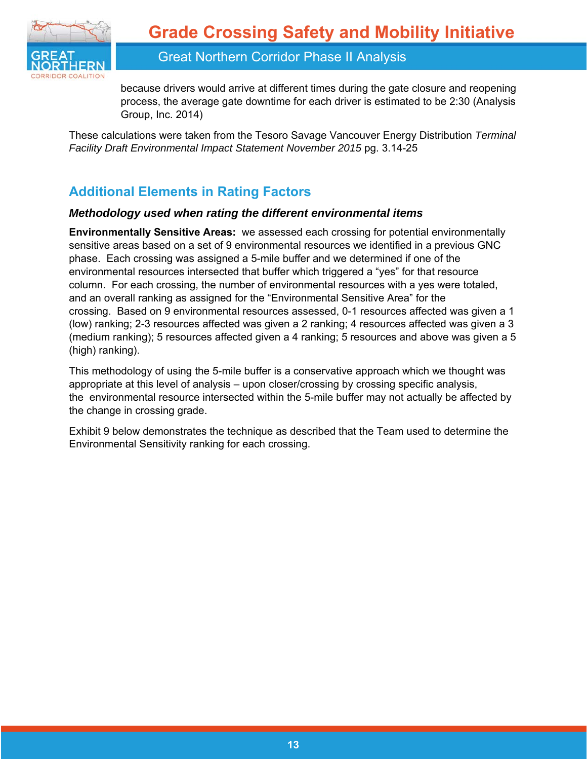because drivers would arrive at different times during the gate closure and reopening process, the average gate downtime for each driver is estimated to be 2:30 (Analysis Group, Inc. 2014)

These calculations were taken from the Tesoro Savage Vancouver Energy Distribution *Terminal Facility Draft Environmental Impact Statement November 2015* pg. 3.14-25

## Additional Elements in Rating Factors

### *Methodology used when rating the different environmental items*

**Environmentally Sensitive Areas:** we assessed each crossing for potential environmentally sensitive areas based on a set of 9 environmental resources we identified in a previous GNC phase. Each crossing was assigned a 5-mile buffer and we determined if one of the environmental resources intersected that buffer which triggered a "yes" for that resource column. For each crossing, the number of environmental resources with a yes were totaled, and an overall ranking as assigned for the "Environmental Sensitive Area" for the crossing. Based on 9 environmental resources assessed, 0-1 resources affected was given a 1 (low) ranking; 2-3 resources affected was given a 2 ranking; 4 resources affected was given a 3 (medium ranking); 5 resources affected given a 4 ranking; 5 resources and above was given a 5 (high) ranking).

This methodology of using the 5-mile buffer is a conservative approach which we thought was appropriate at this level of analysis – upon closer/crossing by crossing specific analysis, the environmental resource intersected within the 5-mile buffer may not actually be affected by the change in crossing grade.

Exhibit 9 below demonstrates the technique as described that the Team used to determine the Environmental Sensitivity ranking for each crossing.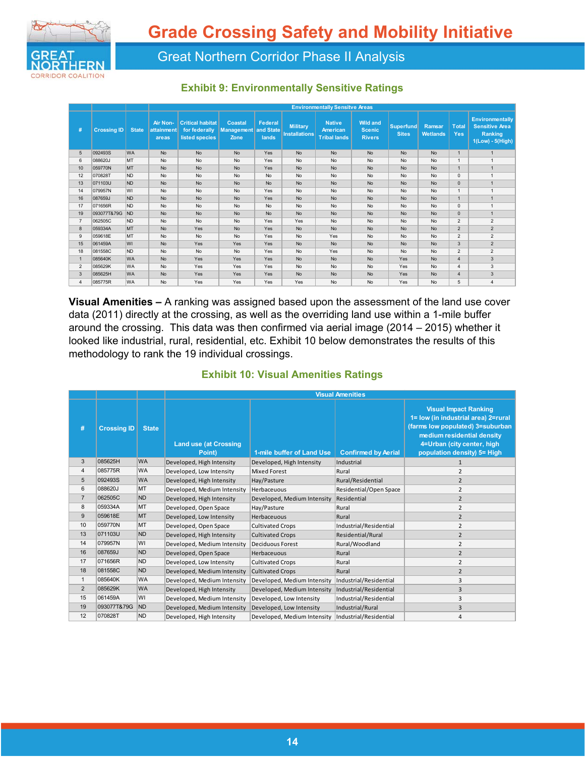### Exhibit 9: Environmentally Sensitive Ratings

| # | Crossing ID | State | Environmentally Sensitve Areas | | | | | | | | | | |
|---|---|---|---|---|---|---|---|---|---|---|---|---|---|
| | | | Air Non-attainment areas | Critical habitat for federally listed species | Coastal Management Zone | Federal and State lands | Military Installations | Native American Tribal lands | Wild and Scenic Rivers | Superfund Sites | Ramsar Wetlands | Total Yes | Environmentally Sensitive Area Ranking 1(Low) - 5(High) |
| 5 | 092493S | WA | No | No | No | Yes | No | No | No | No | No | 1 | 1 |
| 6 | 088620J | MT | No | No | No | Yes | No | No | No | No | No | 1 | 1 |
| 10 | 059770N | MT | No | No | No | Yes | No | No | No | No | No | 1 | 1 |
| 12 | 070828T | ND | No | No | No | No | No | No | No | No | No | 0 | 1 |
| 13 | 071103U | ND | No | No | No | No | No | No | No | No | No | 0 | 1 |
| 14 | 079957N | WI | No | No | No | Yes | No | No | No | No | No | 1 | 1 |
| 16 | 087659J | ND | No | No | No | Yes | No | No | No | No | No | 1 | 1 |
| 17 | 071656R | ND | No | No | No | No | No | No | No | No | No | 0 | 1 |
| 19 | 093077T&79G | ND | No | No | No | No | No | No | No | No | No | 0 | 1 |
| 7 | 062505C | ND | No | No | No | Yes | Yes | No | No | No | No | 2 | 2 |
| 8 | 059334A | MT | No | Yes | No | Yes | No | No | No | No | No | 2 | 2 |
| 9 | 059618E | MT | No | No | No | Yes | No | Yes | No | No | No | 2 | 2 |
| 15 | 061459A | WI | No | Yes | Yes | Yes | No | No | No | No | No | 3 | 2 |
| 18 | 081558C | ND | No | No | No | Yes | No | Yes | No | No | No | 2 | 2 |
| 1 | 085640K | WA | No | Yes | Yes | Yes | No | No | No | Yes | No | 4 | 3 |
| 2 | 085629K | WA | No | Yes | Yes | Yes | No | No | No | Yes | No | 4 | 3 |
| 3 | 085625H | WA | No | Yes | Yes | Yes | No | No | No | Yes | No | 4 | 3 |
| 4 | 085775R | WA | No | Yes | Yes | Yes | Yes | No | No | Yes | No | 5 | 4 |

**Visual Amenities –** A ranking was assigned based upon the assessment of the land use cover data (2011) directly at the crossing, as well as the overriding land use within a 1-mile buffer around the crossing. This data was then confirmed via aerial image (2014 – 2015) whether it looked like industrial, rural, residential, etc. Exhibit 10 below demonstrates the results of this methodology to rank the 19 individual crossings.

### Exhibit 10: Visual Amenities Ratings

| # | Crossing ID | State | Visual Amenities | | | |
|---|---|---|---|---|---|---|
| | | | Land use (at Crossing Point) | 1-mile buffer of Land Use | Confirmed by Aerial | Visual Impact Ranking 1= low (in industrial area) 2=rural (farms low populated) 3=suburban medium residential density 4=Urban (city center, high population density) 5= High |
| 3 | 085625H | WA | Developed, High Intensity | Developed, High Intensity | Industrial | 1 |
| 4 | 085775R | WA | Developed, Low Intensity | Mixed Forest | Rural | 2 |
| 5 | 092493S | WA | Developed, High Intensity | Hay/Pasture | Rural/Residential | 2 |
| 6 | 088620J | MT | Developed, Medium Intensity | Herbaceous | Residential/Open Space | 2 |
| 7 | 062505C | ND | Developed, High Intensity | Developed, Medium Intensity | Residential | 2 |
| 8 | 059334A | MT | Developed, Open Space | Hay/Pasture | Rural | 2 |
| 9 | 059618E | MT | Developed, Low Intensity | Herbaceous | Rural | 2 |
| 10 | 059770N | MT | Developed, Open Space | Cultivated Crops | Industrial/Residential | 2 |
| 13 | 071103U | ND | Developed, High Intensity | Cultivated Crops | Residential/Rural | 2 |
| 14 | 079957N | WI | Developed, Medium Intensity | Deciduous Forest | Rural/Woodland | 2 |
| 16 | 087659J | ND | Developed, Open Space | Herbaceous | Rural | 2 |
| 17 | 071656R | ND | Developed, Low Intensity | Cultivated Crops | Rural | 2 |
| 18 | 081558C | ND | Developed, Medium Intensity | Cultivated Crops | Rural | 2 |
| 1 | 085640K | WA | Developed, Medium Intensity | Developed, Medium Intensity | Industrial/Residential | 3 |
| 2 | 085629K | WA | Developed, High Intensity | Developed, Medium Intensity | Industrial/Residential | 3 |
| 15 | 061459A | WI | Developed, Medium Intensity | Developed, Low Intensity | Industrial/Residential | 3 |
| 19 | 093077T&79G | ND | Developed, Medium Intensity | Developed, Low Intensity | Industrial/Rural | 3 |
| 12 | 070828T | ND | Developed, High Intensity | Developed, Medium Intensity | Industrial/Residential | 4 |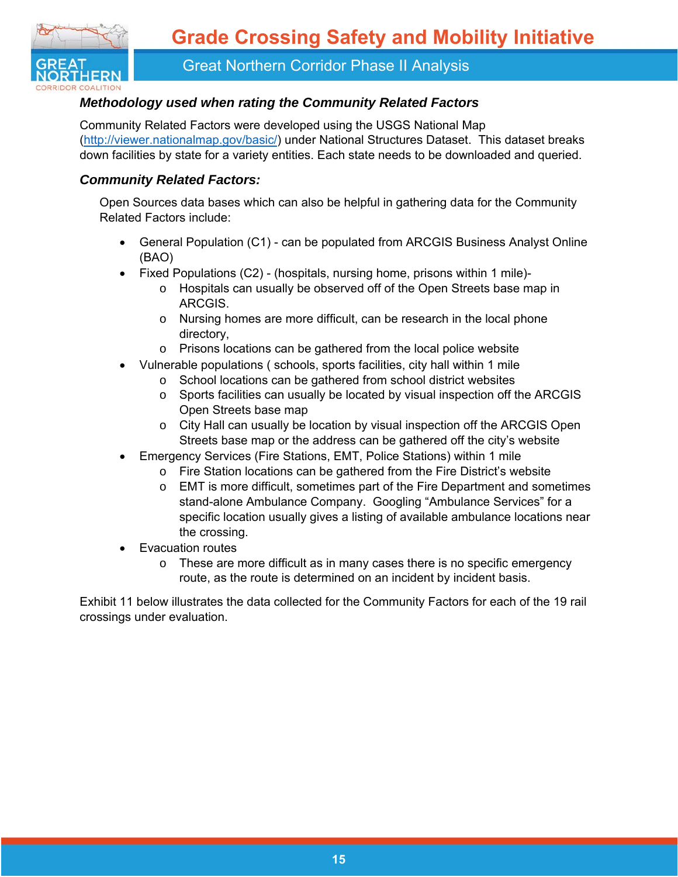### *Methodology used when rating the Community Related Factors*

Community Related Factors were developed using the USGS National Map (http://viewer.nationalmap.gov/basic/) under National Structures Dataset. This dataset breaks down facilities by state for a variety entities. Each state needs to be downloaded and queried.

### *Community Related Factors:*

Open Sources data bases which can also be helpful in gathering data for the Community Related Factors include:

- General Population (C1) - can be populated from ARCGIS Business Analyst Online (BAO)
- Fixed Populations (C2) - (hospitals, nursing home, prisons within 1 mile)-
  - Hospitals can usually be observed off of the Open Streets base map in ARCGIS.
  - Nursing homes are more difficult, can be research in the local phone directory,
  - Prisons locations can be gathered from the local police website
- Vulnerable populations ( schools, sports facilities, city hall within 1 mile
  - School locations can be gathered from school district websites
  - Sports facilities can usually be located by visual inspection off the ARCGIS Open Streets base map
  - City Hall can usually be location by visual inspection off the ARCGIS Open Streets base map or the address can be gathered off the city's website
- Emergency Services (Fire Stations, EMT, Police Stations) within 1 mile
  - Fire Station locations can be gathered from the Fire District's website
  - EMT is more difficult, sometimes part of the Fire Department and sometimes stand-alone Ambulance Company. Googling "Ambulance Services" for a specific location usually gives a listing of available ambulance locations near the crossing.
- Evacuation routes
  - These are more difficult as in many cases there is no specific emergency route, as the route is determined on an incident by incident basis.

Exhibit 11 below illustrates the data collected for the Community Factors for each of the 19 rail crossings under evaluation.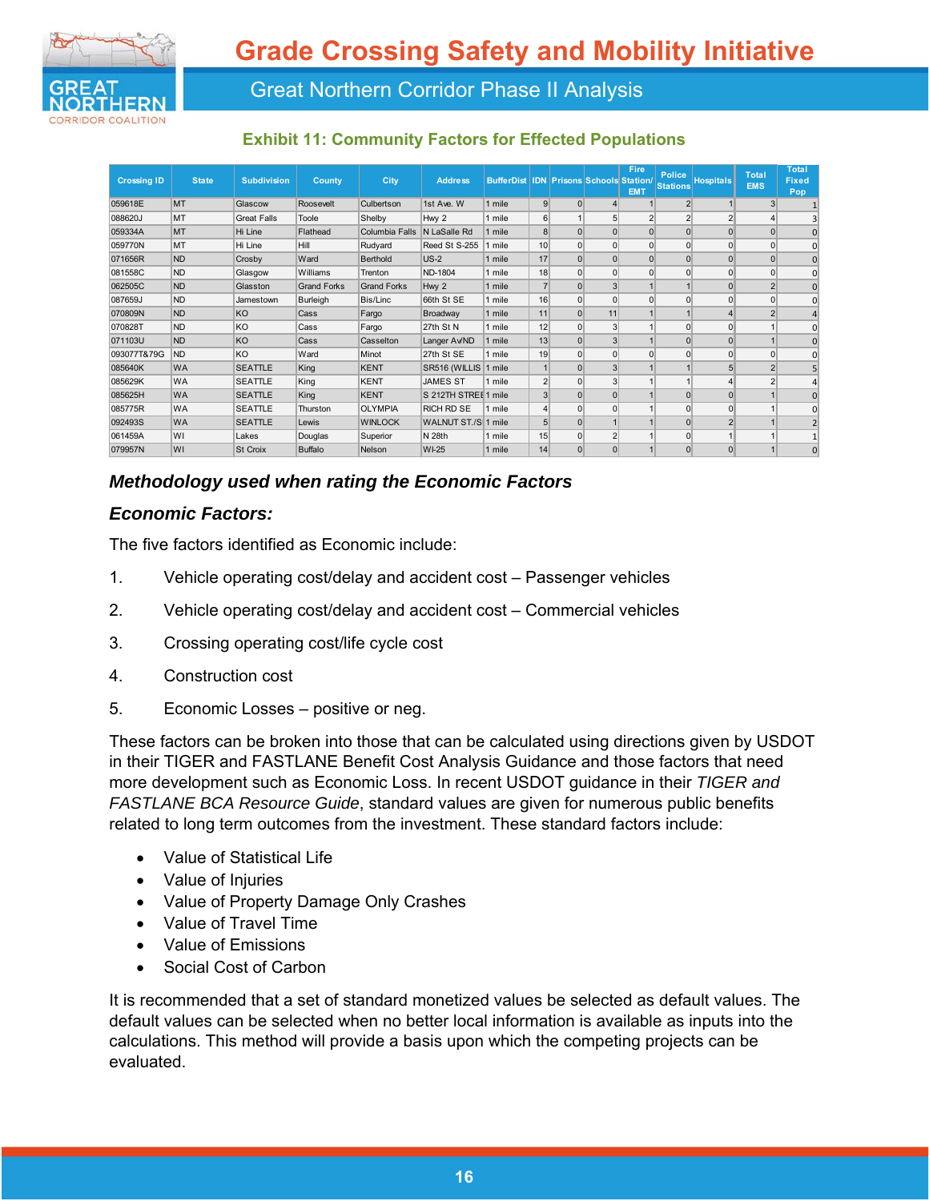**Exhibit 11: Community Factors for Effected Populations**

| Crossing ID | State | Subdivision | County | City | Address | BufferDist | IDN | Prisons | Schools | Fire Station/ EMT | Police Stations | Hospitals | Total EMS | Total Fixed Pop |
|---|---|---|---|---|---|---|---|---|---|---|---|---|---|---|
| 059618E | MT | Glascow | Roosevelt | Culbertson | 1st Ave. W | 1 mile | 9 | 0 | 4 | 1 | 2 | 1 | 3 | 1 |
| 088620J | MT | Great Falls | Toole | Shelby | Hwy 2 | 1 mile | 6 | 1 | 5 | 2 | 2 | 2 | 4 | 3 |
| 059334A | MT | Hi Line | Flathead | Columbia Falls | N LaSalle Rd | 1 mile | 8 | 0 | 0 | 0 | 0 | 0 | 0 | 0 |
| 059770N | MT | Hi Line | Hill | Rudyard | Reed St S-255 | 1 mile | 10 | 0 | 0 | 0 | 0 | 0 | 0 | 0 |
| 071656R | ND | Crosby | Ward | Berthold | US-2 | 1 mile | 17 | 0 | 0 | 0 | 0 | 0 | 0 | 0 |
| 081558C | ND | Glasgow | Williams | Trenton | ND-1804 | 1 mile | 18 | 0 | 0 | 0 | 0 | 0 | 0 | 0 |
| 062505C | ND | Glasston | Grand Forks | Grand Forks | Hwy 2 | 1 mile | 7 | 0 | 3 | 1 | 1 | 0 | 2 | 0 |
| 087659J | ND | Jamestown | Burleigh | Bis/Linc | 66th St SE | 1 mile | 16 | 0 | 0 | 0 | 0 | 0 | 0 | 0 |
| 070809N | ND | KO | Cass | Fargo | Broadway | 1 mile | 11 | 0 | 11 | 1 | 1 | 4 | 2 | 4 |
| 070828T | ND | KO | Cass | Fargo | 27th St N | 1 mile | 12 | 0 | 3 | 1 | 0 | 0 | 1 | 0 |
| 071103U | ND | KO | Cass | Casselton | Langer AvND | 1 mile | 13 | 0 | 3 | 1 | 0 | 0 | 1 | 0 |
| 093077T&79G | ND | KO | Ward | Minot | 27th St SE | 1 mile | 19 | 0 | 0 | 0 | 0 | 0 | 0 | 0 |
| 085640K | WA | SEATTLE | King | KENT | SR516 (WILLIS | 1 mile | 1 | 0 | 3 | 1 | 1 | 5 | 2 | 5 |
| 085629K | WA | SEATTLE | King | KENT | JAMES ST | 1 mile | 2 | 0 | 3 | 1 | 1 | 4 | 2 | 4 |
| 085625H | WA | SEATTLE | King | KENT | S 212TH STREE | 1 mile | 3 | 0 | 0 | 1 | 0 | 0 | 1 | 0 |
| 085775R | WA | SEATTLE | Thurston | OLYMPIA | RICH RD SE | 1 mile | 4 | 0 | 0 | 1 | 0 | 0 | 1 | 0 |
| 092493S | WA | SEATTLE | Lewis | WINLOCK | WALNUT ST./S | 1 mile | 5 | 0 | 1 | 1 | 0 | 2 | 1 | 2 |
| 061459A | WI | Lakes | Douglas | Superior | N 28th | 1 mile | 15 | 0 | 2 | 1 | 0 | 1 | 1 | 1 |
| 079957N | WI | St Croix | Buffalo | Nelson | WI-25 | 1 mile | 14 | 0 | 0 | 1 | 0 | 0 | 1 | 0 |

### *Methodology used when rating the Economic Factors*

### *Economic Factors:*

The five factors identified as Economic include:

1. Vehicle operating cost/delay and accident cost – Passenger vehicles
2. Vehicle operating cost/delay and accident cost – Commercial vehicles
3. Crossing operating cost/life cycle cost
4. Construction cost
5. Economic Losses – positive or neg.

These factors can be broken into those that can be calculated using directions given by USDOT in their TIGER and FASTLANE Benefit Cost Analysis Guidance and those factors that need more development such as Economic Loss. In recent USDOT guidance in their *TIGER and FASTLANE BCA Resource Guide*, standard values are given for numerous public benefits related to long term outcomes from the investment. These standard factors include:

- Value of Statistical Life
- Value of Injuries
- Value of Property Damage Only Crashes
- Value of Travel Time
- Value of Emissions
- Social Cost of Carbon

It is recommended that a set of standard monetized values be selected as default values. The default values can be selected when no better local information is available as inputs into the calculations. This method will provide a basis upon which the competing projects can be evaluated.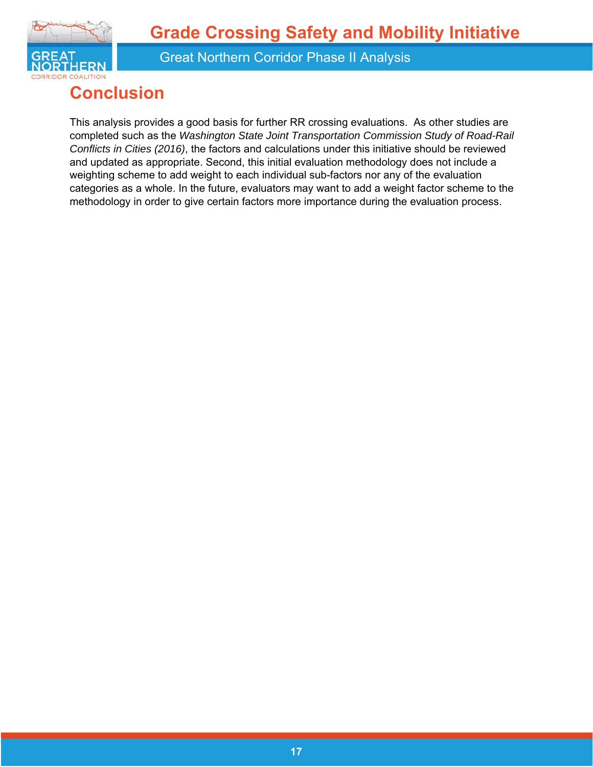## Conclusion

This analysis provides a good basis for further RR crossing evaluations. As other studies are completed such as the *Washington State Joint Transportation Commission Study of Road-Rail Conflicts in Cities (2016)*, the factors and calculations under this initiative should be reviewed and updated as appropriate. Second, this initial evaluation methodology does not include a weighting scheme to add weight to each individual sub-factors nor any of the evaluation categories as a whole. In the future, evaluators may want to add a weight factor scheme to the methodology in order to give certain factors more importance during the evaluation process.